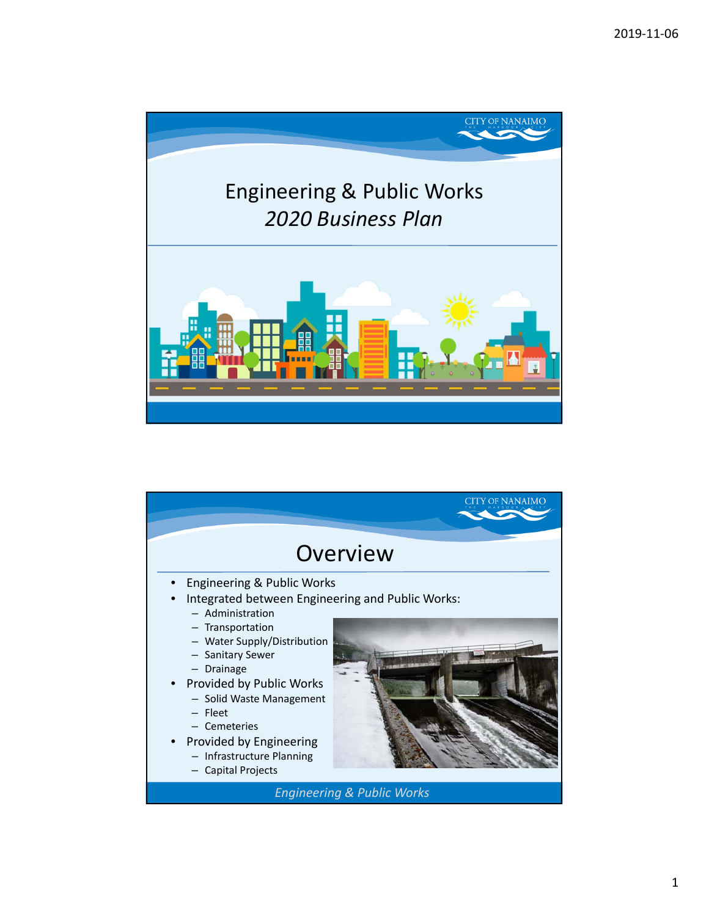# Engineering & Public Works

*2020 Business Plan*

## Overview

- Engineering & Public Works
- Integrated between Engineering and Public Works:
  - Administration
  - Transportation
  - Water Supply/Distribution
  - Sanitary Sewer
  - Drainage
- Provided by Public Works
  - Solid Waste Management
  - Fleet
  - Cemeteries
- Provided by Engineering
  - Infrastructure Planning
  - Capital Projects

*Engineering & Public Works*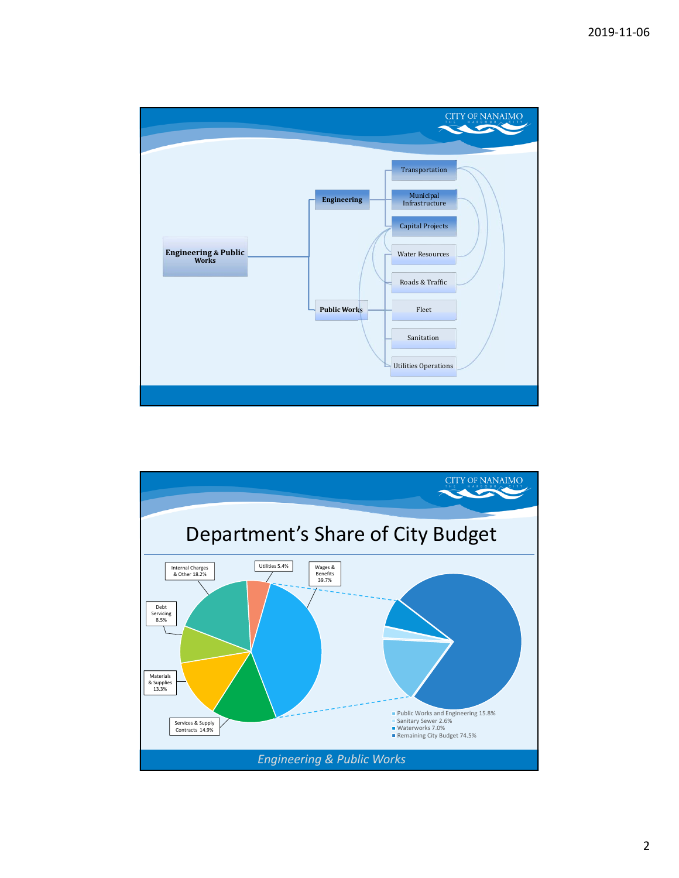## Engineering & Public Works

- **Engineering**
  - Transportation
  - Municipal Infrastructure
  - Capital Projects
- **Public Works**
  - Water Resources
  - Roads & Traffic
  - Fleet
  - Sanitation
  - Utilities Operations

# Department's Share of City Budget

- Wages & Benefits 39.7%
- Internal Charges & Other 18.2%
- Services & Supply Contracts 14.9%
- Materials & Supplies 13.3%
- Debt Servicing 8.5%
- Utilities 5.4%

- Public Works and Engineering 15.8%
- Sanitary Sewer 2.6%
- Waterworks 7.0%
- Remaining City Budget 74.5%

*Engineering & Public Works*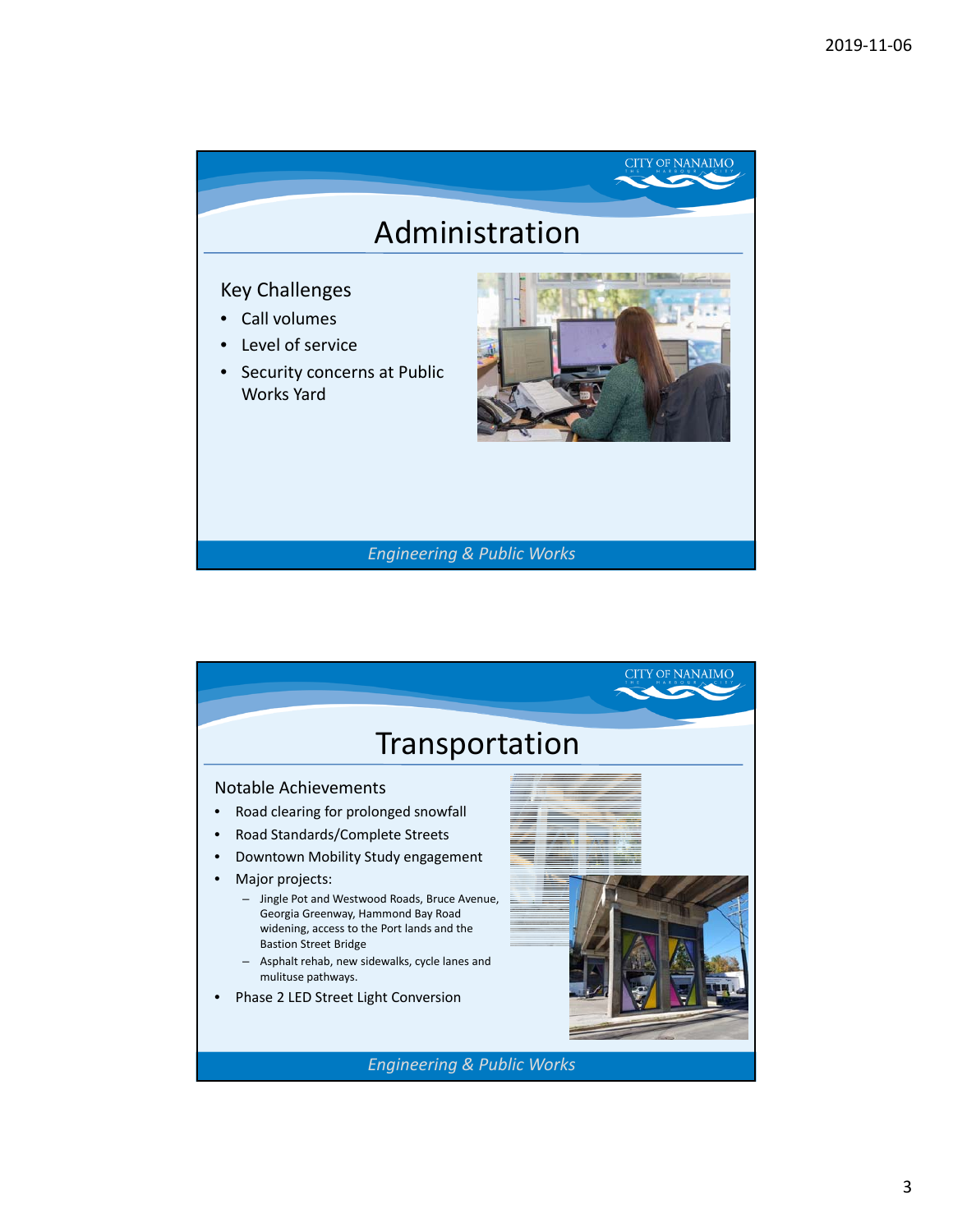# Administration

Key Challenges

- Call volumes
- Level of service
- Security concerns at Public Works Yard

*Engineering & Public Works*

# Transportation

Notable Achievements

- Road clearing for prolonged snowfall
- Road Standards/Complete Streets
- Downtown Mobility Study engagement
- Major projects:
  - Jingle Pot and Westwood Roads, Bruce Avenue, Georgia Greenway, Hammond Bay Road widening, access to the Port lands and the Bastion Street Bridge
  - Asphalt rehab, new sidewalks, cycle lanes and mulituse pathways.
- Phase 2 LED Street Light Conversion

*Engineering & Public Works*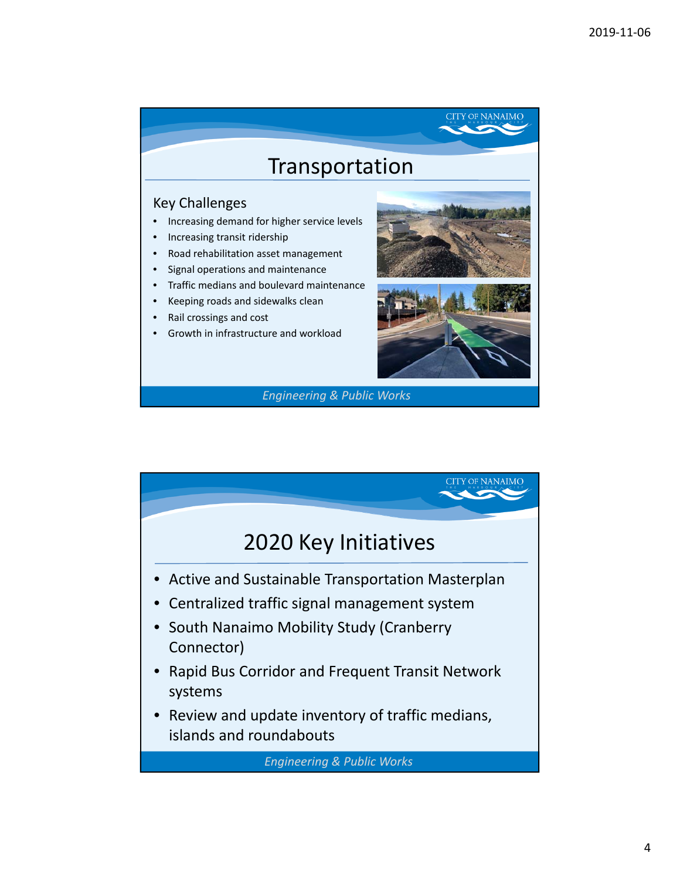# Transportation

## Key Challenges

- Increasing demand for higher service levels
- Increasing transit ridership
- Road rehabilitation asset management
- Signal operations and maintenance
- Traffic medians and boulevard maintenance
- Keeping roads and sidewalks clean
- Rail crossings and cost
- Growth in infrastructure and workload

*Engineering & Public Works*

# 2020 Key Initiatives

- Active and Sustainable Transportation Masterplan
- Centralized traffic signal management system
- South Nanaimo Mobility Study (Cranberry Connector)
- Rapid Bus Corridor and Frequent Transit Network systems
- Review and update inventory of traffic medians, islands and roundabouts

*Engineering & Public Works*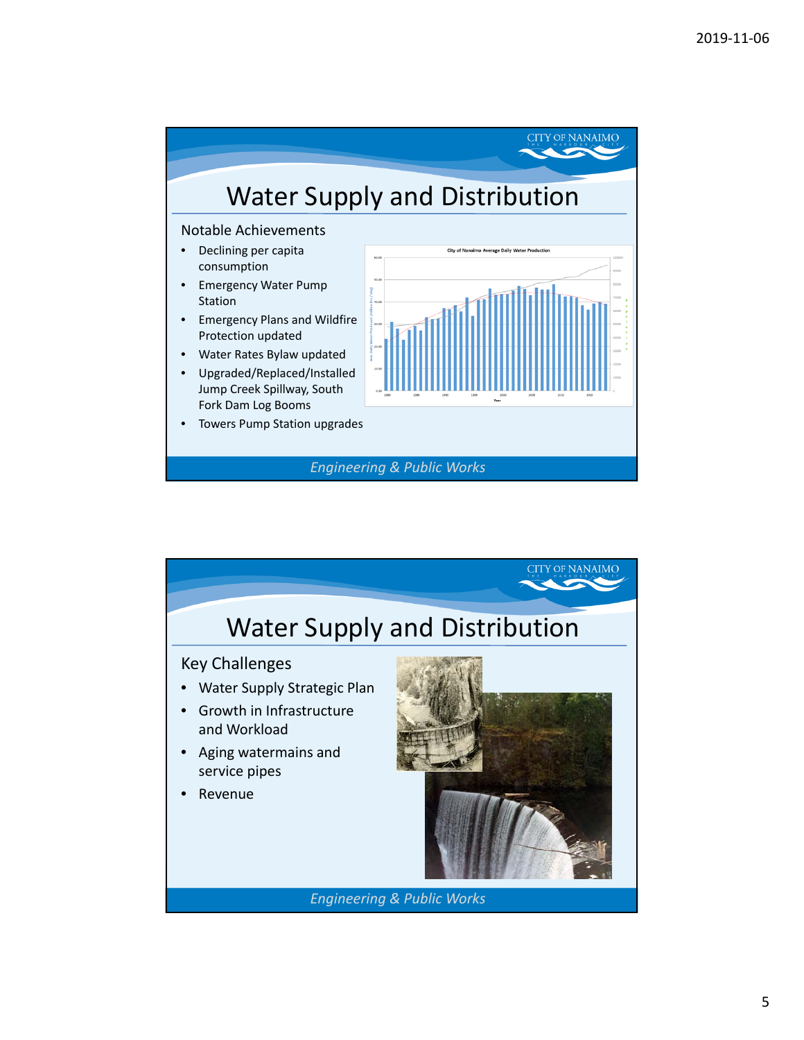## Water Supply and Distribution

### Notable Achievements

- Declining per capita consumption
- Emergency Water Pump Station
- Emergency Plans and Wildfire Protection updated
- Water Rates Bylaw updated
- Upgraded/Replaced/Installed Jump Creek Spillway, South Fork Dam Log Booms
- Towers Pump Station upgrades

*Engineering & Public Works*

## Water Supply and Distribution

### Key Challenges

- Water Supply Strategic Plan
- Growth in Infrastructure and Workload
- Aging watermains and service pipes
- Revenue

*Engineering & Public Works*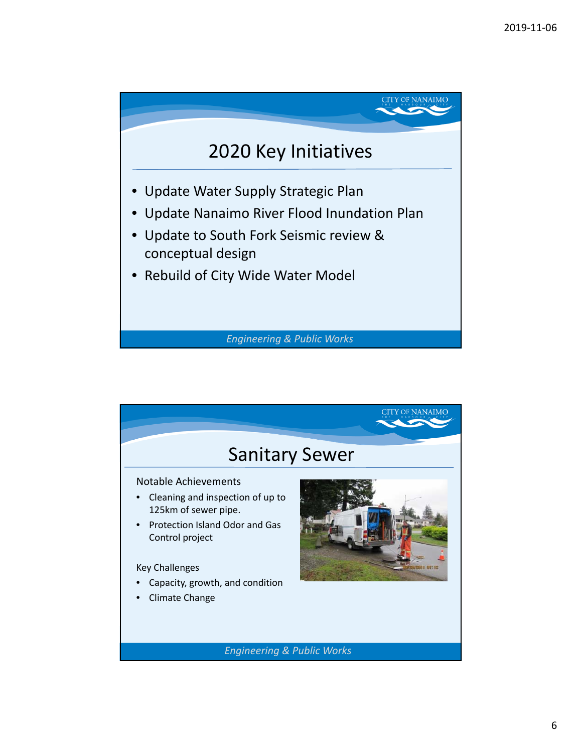## 2020 Key Initiatives

- Update Water Supply Strategic Plan
- Update Nanaimo River Flood Inundation Plan
- Update to South Fork Seismic review & conceptual design
- Rebuild of City Wide Water Model

*Engineering & Public Works*

## Sanitary Sewer

Notable Achievements

- Cleaning and inspection of up to 125km of sewer pipe.
- Protection Island Odor and Gas Control project

Key Challenges

- Capacity, growth, and condition
- Climate Change

*Engineering & Public Works*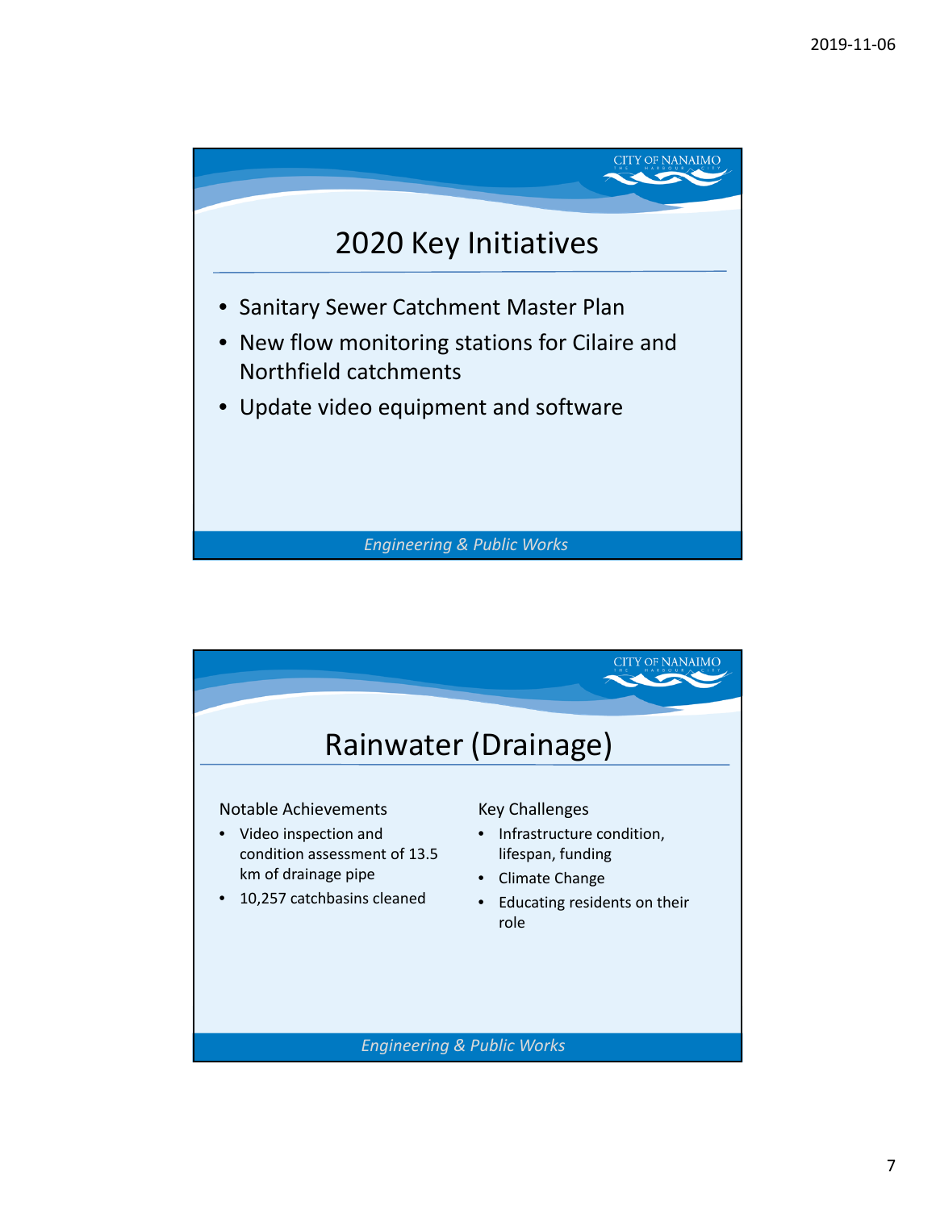## 2020 Key Initiatives

- Sanitary Sewer Catchment Master Plan
- New flow monitoring stations for Cilaire and Northfield catchments
- Update video equipment and software

## Rainwater (Drainage)

Notable Achievements

- Video inspection and condition assessment of 13.5 km of drainage pipe
- 10,257 catchbasins cleaned

Key Challenges

- Infrastructure condition, lifespan, funding
- Climate Change
- Educating residents on their role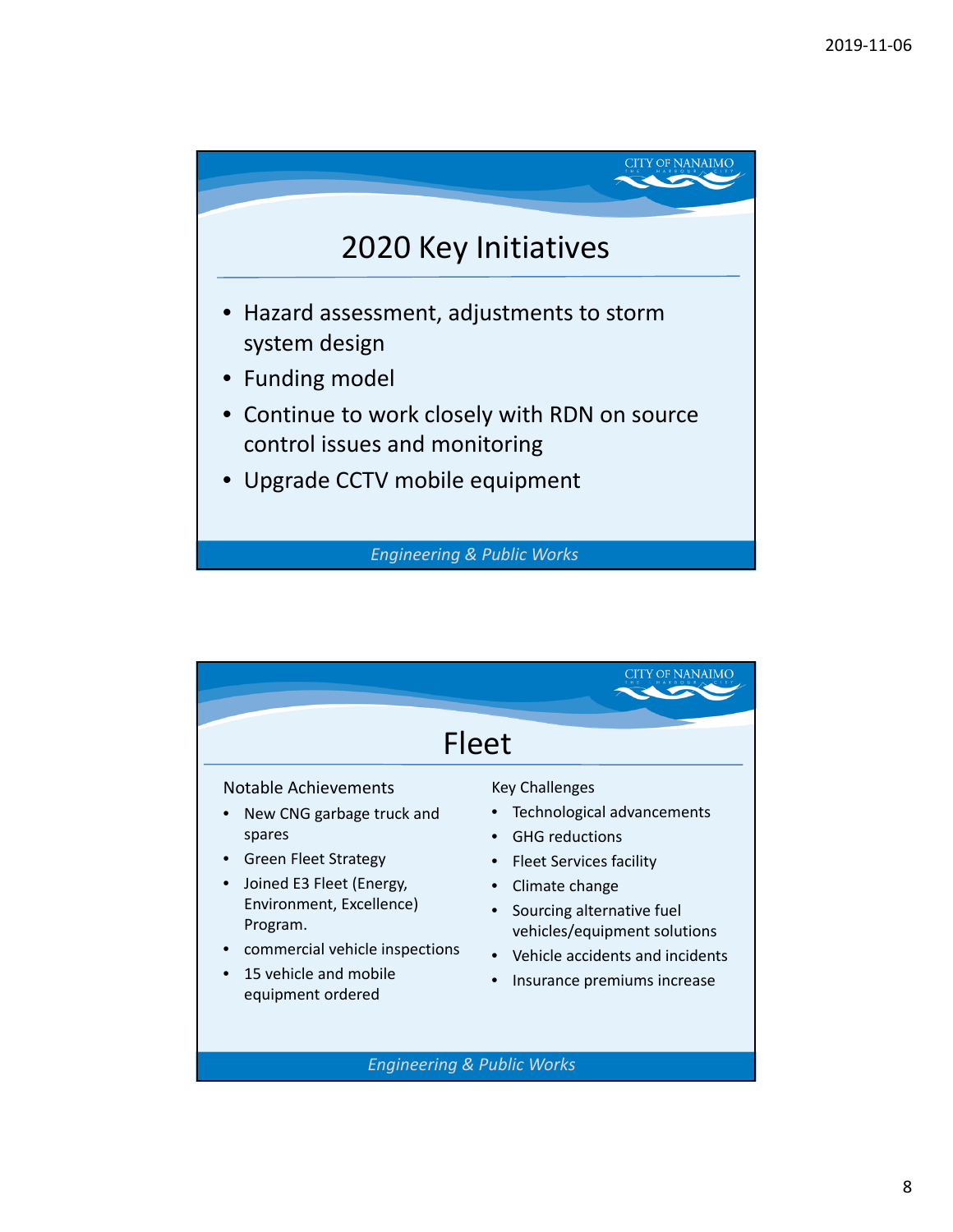## 2020 Key Initiatives

- Hazard assessment, adjustments to storm system design
- Funding model
- Continue to work closely with RDN on source control issues and monitoring
- Upgrade CCTV mobile equipment

*Engineering & Public Works*

## Fleet

Notable Achievements

- New CNG garbage truck and spares
- Green Fleet Strategy
- Joined E3 Fleet (Energy, Environment, Excellence) Program.
- commercial vehicle inspections
- 15 vehicle and mobile equipment ordered

Key Challenges

- Technological advancements
- GHG reductions
- Fleet Services facility
- Climate change
- Sourcing alternative fuel vehicles/equipment solutions
- Vehicle accidents and incidents
- Insurance premiums increase

*Engineering & Public Works*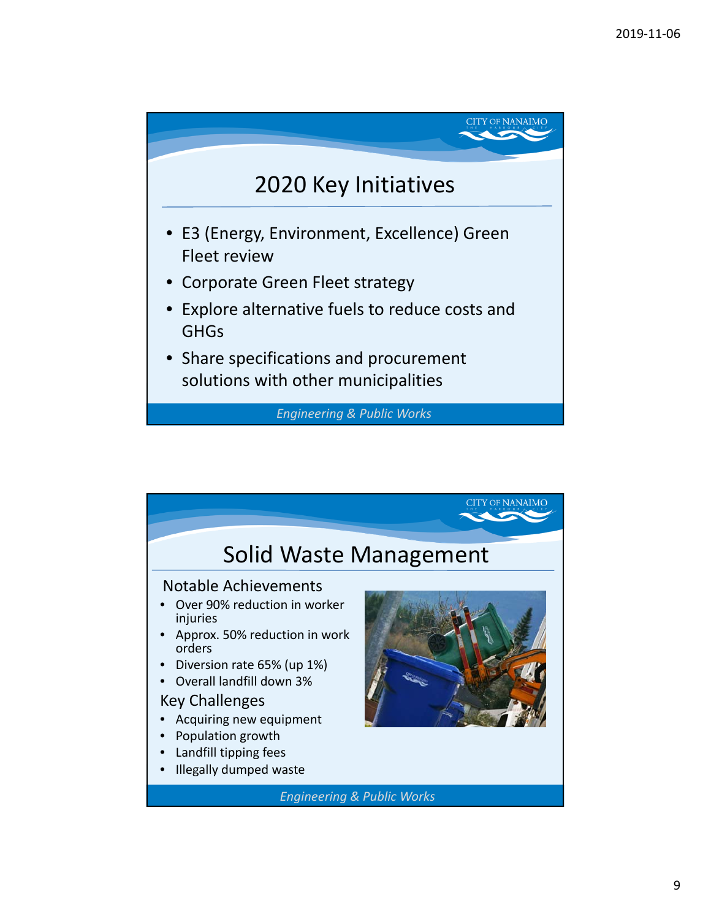## 2020 Key Initiatives

- E3 (Energy, Environment, Excellence) Green Fleet review
- Corporate Green Fleet strategy
- Explore alternative fuels to reduce costs and GHGs
- Share specifications and procurement solutions with other municipalities

*Engineering & Public Works*

## Solid Waste Management

### Notable Achievements

- Over 90% reduction in worker injuries
- Approx. 50% reduction in work orders
- Diversion rate 65% (up 1%)
- Overall landfill down 3%

### Key Challenges

- Acquiring new equipment
- Population growth
- Landfill tipping fees
- Illegally dumped waste

*Engineering & Public Works*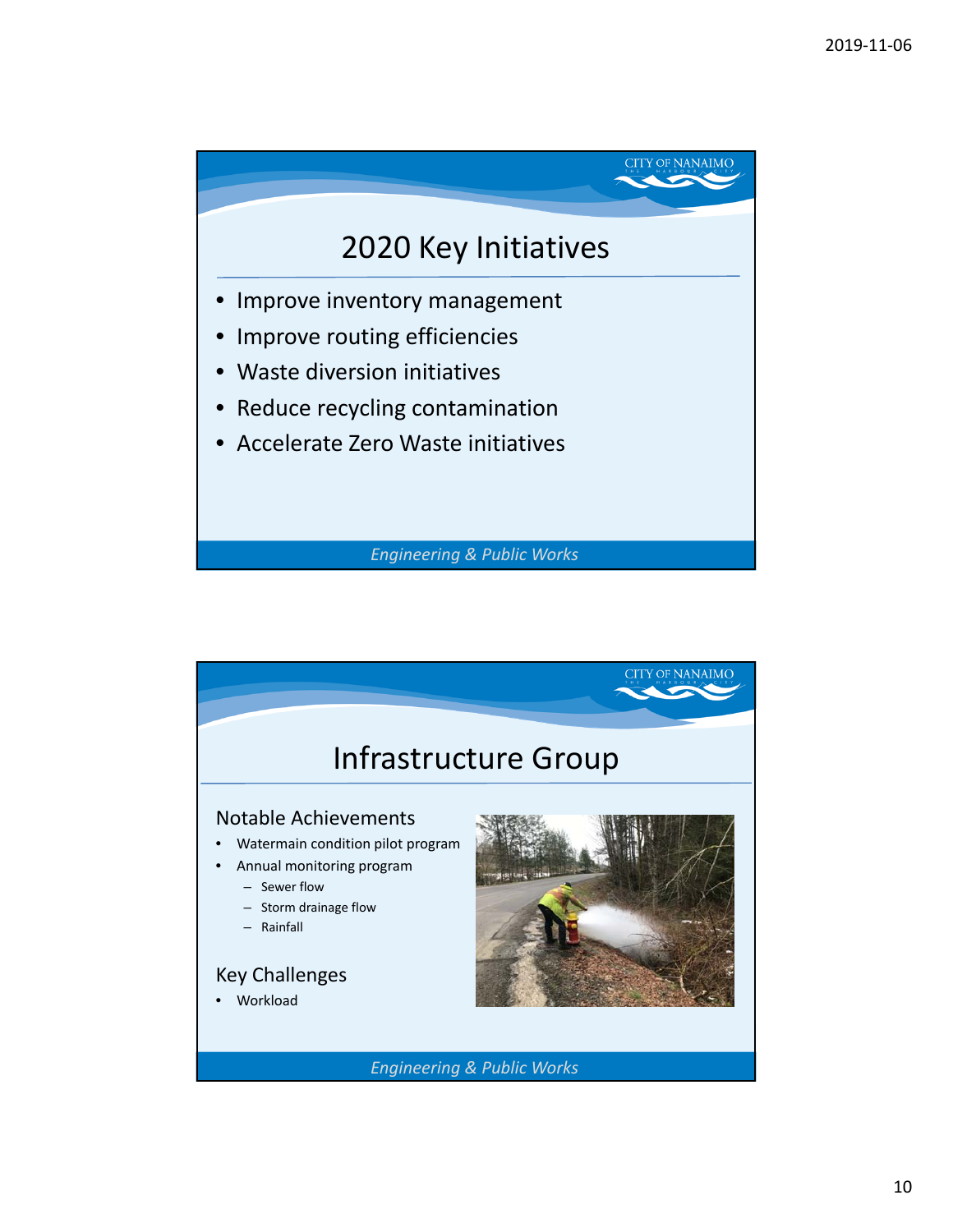## 2020 Key Initiatives

- Improve inventory management
- Improve routing efficiencies
- Waste diversion initiatives
- Reduce recycling contamination
- Accelerate Zero Waste initiatives

*Engineering & Public Works*

## Infrastructure Group

### Notable Achievements

- Watermain condition pilot program
- Annual monitoring program
  - Sewer flow
  - Storm drainage flow
  - Rainfall

### Key Challenges

- Workload

*Engineering & Public Works*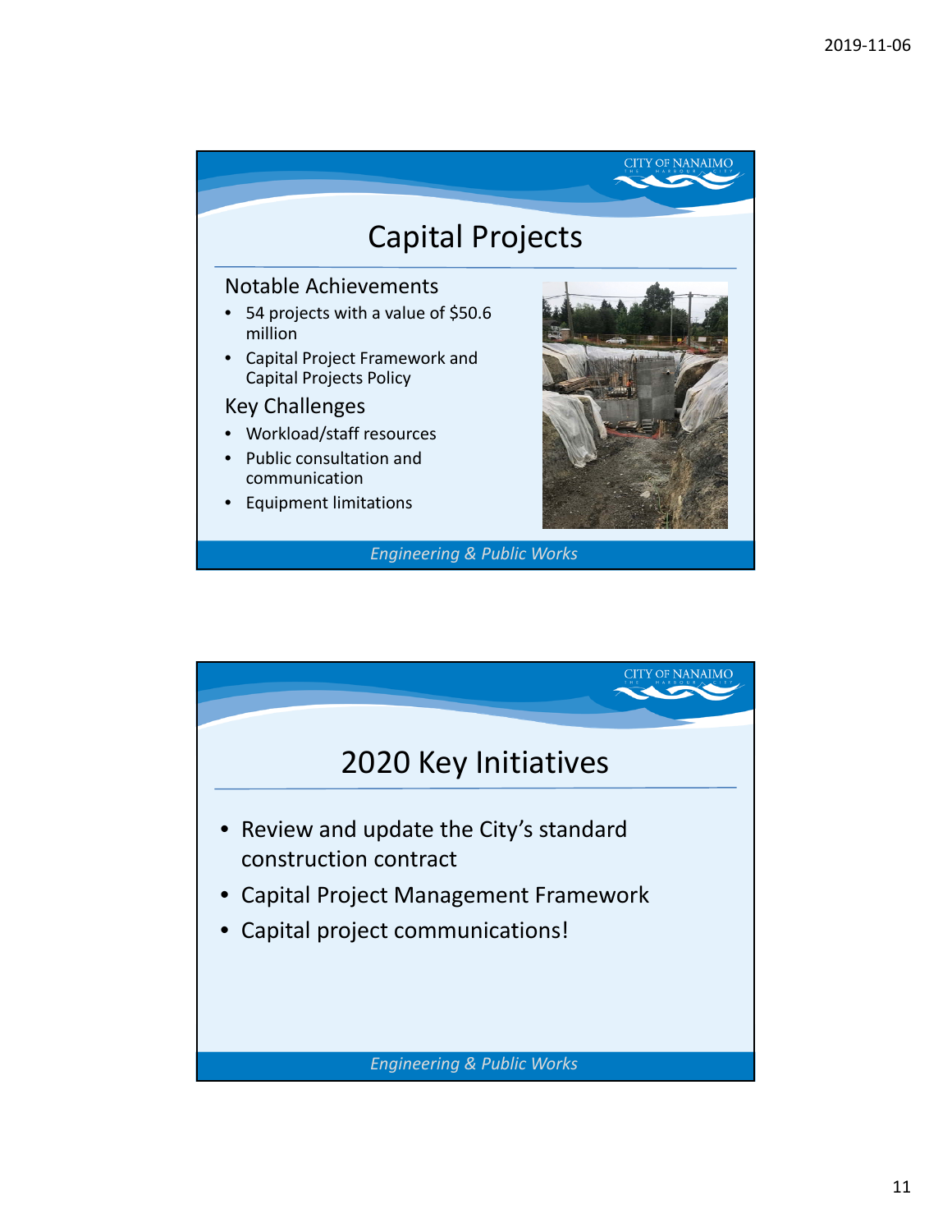# Capital Projects

## Notable Achievements

- 54 projects with a value of $50.6 million
- Capital Project Framework and Capital Projects Policy

## Key Challenges

- Workload/staff resources
- Public consultation and communication
- Equipment limitations

*Engineering & Public Works*

# 2020 Key Initiatives

- Review and update the City's standard construction contract
- Capital Project Management Framework
- Capital project communications!

*Engineering & Public Works*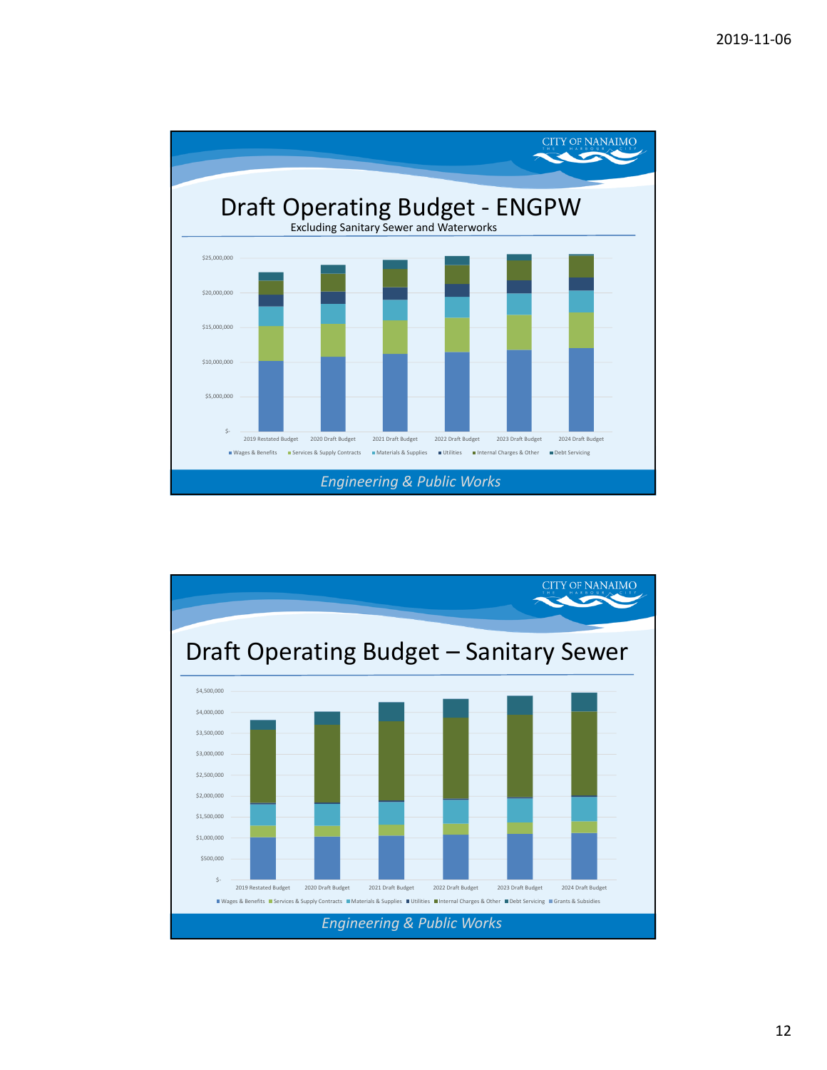# Draft Operating Budget - ENGPW

Excluding Sanitary Sewer and Waterworks

$25,000,000
$20,000,000
$15,000,000
$10,000,000
$5,000,000
$-

2019 Restated Budget | 2020 Draft Budget | 2021 Draft Budget | 2022 Draft Budget | 2023 Draft Budget | 2024 Draft Budget

Wages & Benefits | Services & Supply Contracts | Materials & Supplies | Utilities | Internal Charges & Other | Debt Servicing

*Engineering & Public Works*

# Draft Operating Budget – Sanitary Sewer

$4,500,000
$4,000,000
$3,500,000
$3,000,000
$2,500,000
$2,000,000
$1,500,000
$1,000,000
$500,000
$-

2019 Restated Budget | 2020 Draft Budget | 2021 Draft Budget | 2022 Draft Budget | 2023 Draft Budget | 2024 Draft Budget

Wages & Benefits | Services & Supply Contracts | Materials & Supplies | Utilities | Internal Charges & Other | Debt Servicing | Grants & Subsidies

*Engineering & Public Works*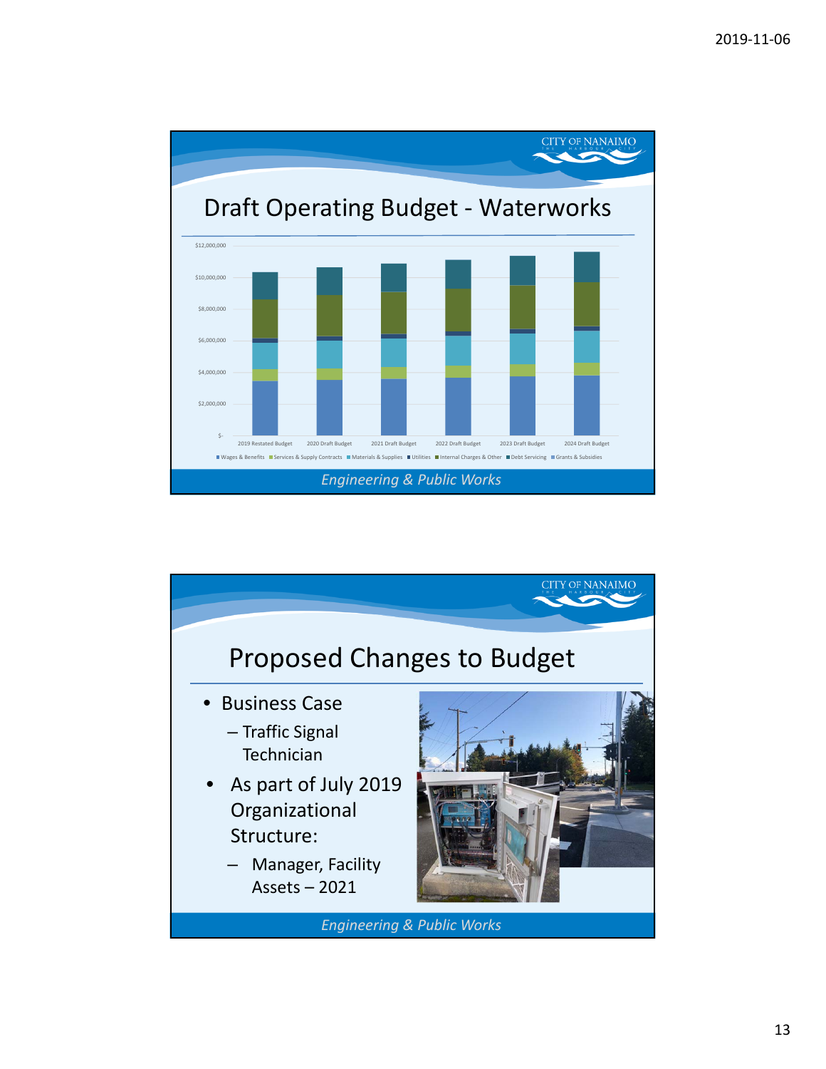## Draft Operating Budget - Waterworks

$12,000,000

$10,000,000

$8,000,000

$6,000,000

$4,000,000

$2,000,000

$-

2019 Restated Budget | 2020 Draft Budget | 2021 Draft Budget | 2022 Draft Budget | 2023 Draft Budget | 2024 Draft Budget

Wages & Benefits | Services & Supply Contracts | Materials & Supplies | Utilities | Internal Charges & Other | Debt Servicing | Grants & Subsidies

*Engineering & Public Works*

## Proposed Changes to Budget

- Business Case
  - Traffic Signal Technician
- As part of July 2019 Organizational Structure:
  - Manager, Facility Assets – 2021

*Engineering & Public Works*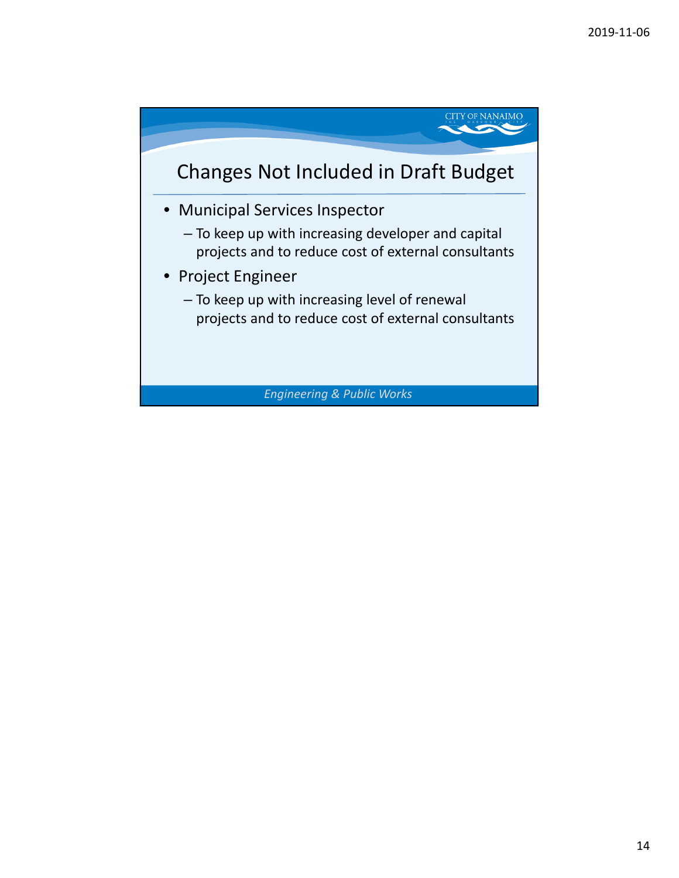# Changes Not Included in Draft Budget

- Municipal Services Inspector
  - To keep up with increasing developer and capital projects and to reduce cost of external consultants
- Project Engineer
  - To keep up with increasing level of renewal projects and to reduce cost of external consultants

*Engineering & Public Works*